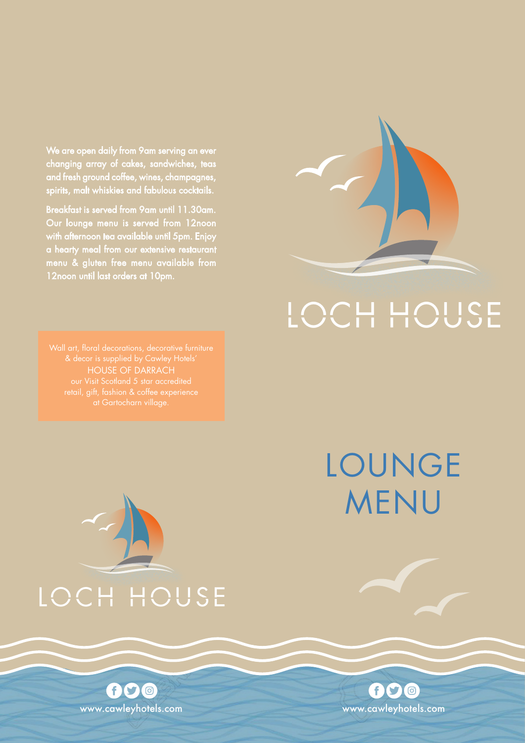We are open daily from 9am serving an ever changing array of cakes, sandwiches, teas and fresh ground coffee, wines, champagnes, spirits, malt whiskies and fabulous cocktails.

Breakfast is served from 9am until 11.30am. Our lounge menu is served from 12noon with afternoon tea available until 5pm. Enjoy a hearty meal from our extensive restaurant menu & gluten free menu available from 12noon until last orders at 10pm.

Wall art, floral decorations, decorative furniture & decor is supplied by Cawley Hotels'
HOUSE OF DARRACH
our Visit Scotland 5 star accredited retail, gift, fashion & coffee experience at Gartocharn village.

LOCH HOUSE

www.cawleyhotels.com

LOCH HOUSE

# LOUNGE MENU

www.cawleyhotels.com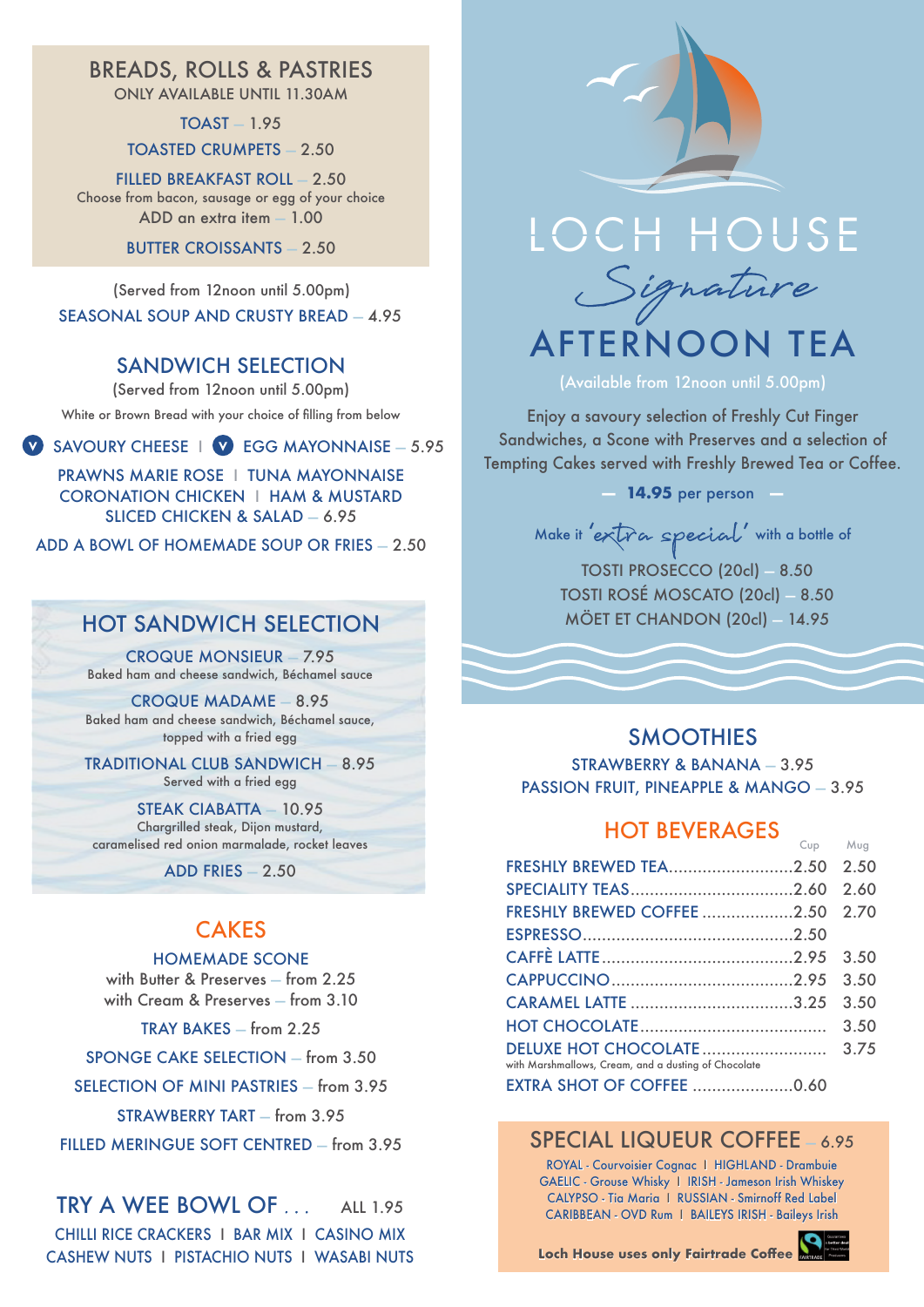## BREADS, ROLLS & PASTRIES

ONLY AVAILABLE UNTIL 11.30AM

TOAST – 1.95

TOASTED CRUMPETS – 2.50

FILLED BREAKFAST ROLL – 2.50
Choose from bacon, sausage or egg of your choice
ADD an extra item – 1.00

BUTTER CROISSANTS – 2.50

(Served from 12noon until 5.00pm)

SEASONAL SOUP AND CRUSTY BREAD – 4.95

## SANDWICH SELECTION

(Served from 12noon until 5.00pm)

White or Brown Bread with your choice of filling from below

(V) SAVOURY CHEESE | (V) EGG MAYONNAISE – 5.95

PRAWNS MARIE ROSE | TUNA MAYONNAISE
CORONATION CHICKEN | HAM & MUSTARD
SLICED CHICKEN & SALAD – 6.95

ADD A BOWL OF HOMEMADE SOUP OR FRIES – 2.50

## HOT SANDWICH SELECTION

CROQUE MONSIEUR – 7.95
Baked ham and cheese sandwich, Béchamel sauce

CROQUE MADAME – 8.95
Baked ham and cheese sandwich, Béchamel sauce, topped with a fried egg

TRADITIONAL CLUB SANDWICH – 8.95
Served with a fried egg

STEAK CIABATTA – 10.95
Chargrilled steak, Dijon mustard, caramelised red onion marmalade, rocket leaves

ADD FRIES – 2.50

## CAKES

HOMEMADE SCONE
with Butter & Preserves – from 2.25
with Cream & Preserves – from 3.10

TRAY BAKES – from 2.25

SPONGE CAKE SELECTION – from 3.50

SELECTION OF MINI PASTRIES – from 3.95

STRAWBERRY TART – from 3.95

FILLED MERINGUE SOFT CENTRED – from 3.95

## TRY A WEE BOWL OF . . . ALL 1.95

CHILLI RICE CRACKERS | BAR MIX | CASINO MIX
CASHEW NUTS | PISTACHIO NUTS | WASABI NUTS

# LOCH HOUSE *Signature* AFTERNOON TEA

(Available from 12noon until 5.00pm)

Enjoy a savoury selection of Freshly Cut Finger Sandwiches, a Scone with Preserves and a selection of Tempting Cakes served with Freshly Brewed Tea or Coffee.

— **14.95** per person —

Make it *'extra special'* with a bottle of

TOSTI PROSECCO (20cl) – 8.50
TOSTI ROSÉ MOSCATO (20cl) – 8.50
MÖET ET CHANDON (20cl) – 14.95

## SMOOTHIES

STRAWBERRY & BANANA – 3.95
PASSION FRUIT, PINEAPPLE & MANGO – 3.95

## HOT BEVERAGES

| | Cup | Mug |
|---|---|---|
| FRESHLY BREWED TEA | 2.50 | 2.50 |
| SPECIALITY TEAS | 2.60 | 2.60 |
| FRESHLY BREWED COFFEE | 2.50 | 2.70 |
| ESPRESSO | 2.50 | |
| CAFFÈ LATTE | 2.95 | 3.50 |
| CAPPUCCINO | 2.95 | 3.50 |
| CARAMEL LATTE | 3.25 | 3.50 |
| HOT CHOCOLATE | | 3.50 |
| DELUXE HOT CHOCOLATE<br>with Marshmallows, Cream, and a dusting of Chocolate | | 3.75 |
| EXTRA SHOT OF COFFEE | 0.60 | |

## SPECIAL LIQUEUR COFFEE – 6.95

ROYAL - Courvoisier Cognac | HIGHLAND - Drambuie
GAELIC - Grouse Whisky | IRISH - Jameson Irish Whiskey
CALYPSO - Tia Maria | RUSSIAN - Smirnoff Red Label
CARIBBEAN - OVD Rum | BAILEYS IRISH - Baileys Irish

**Loch House uses only Fairtrade Coffee**